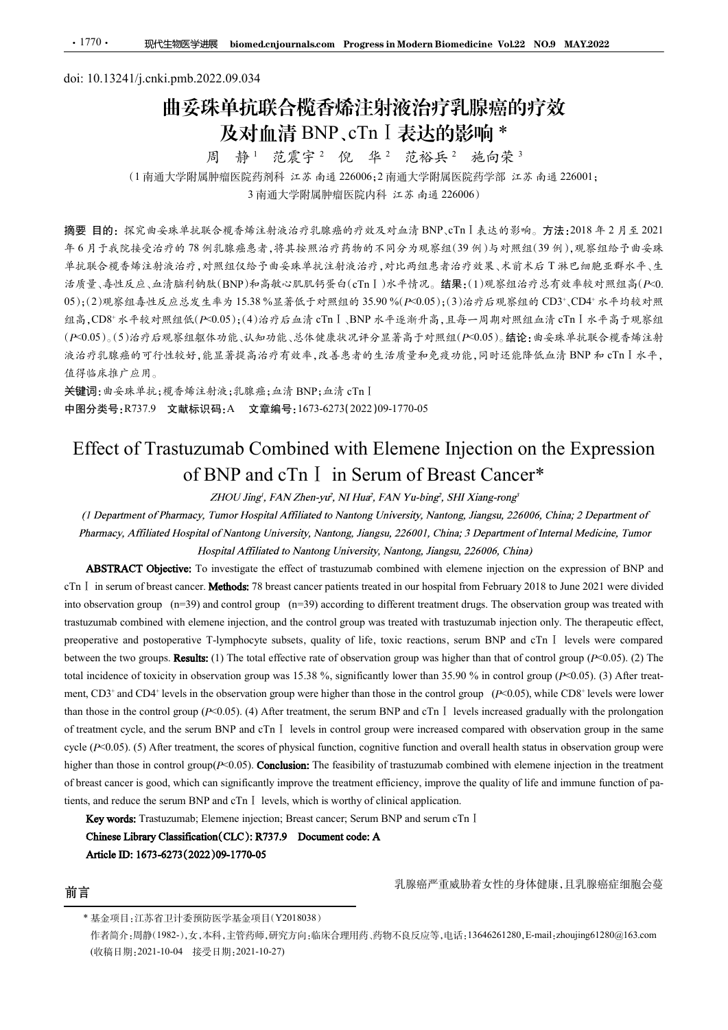doi: 10.13241/j.cnki.pmb.2022.09.034

# 曲妥珠单抗联合榄香烯注射液治疗乳腺癌的疗效及对血清 BNP、cTnⅠ表达的影响 *

周 静[1] 范震宇[2] 倪 华[2] 范裕兵[2] 施向荣[3]

（1 南通大学附属肿瘤医院药剂科 江苏 南通 226006；2 南通大学附属医院药学部 江苏 南通 226001；3 南通大学附属肿瘤医院内科 江苏 南通 226006）

**摘要 目的：** 探究曲妥珠单抗联合榄香烯注射液治疗乳腺癌的疗效及对血清 BNP、cTnⅠ表达的影响。**方法：** 2018 年 2 月至 2021 年 6 月于我院接受治疗的 78 例乳腺癌患者，将其按照治疗药物的不同分为观察组(39 例)与对照组(39 例)，观察组给予曲妥珠单抗联合榄香烯注射液治疗，对照组仅给予曲妥珠单抗注射液治疗，对比两组患者治疗效果、术前术后 T 淋巴细胞亚群水平、生活质量、毒性反应、血清脑利钠肽(BNP)和高敏心肌肌钙蛋白(cTnⅠ)水平情况。**结果：** (1)观察组治疗总有效率较对照组高($P<0.05$)；(2)观察组毒性反应总发生率为 15.38 %显著低于对照组的 35.90 %($P<0.05$)；(3)治疗后观察组的 $CD3^+$、$CD4^+$ 水平均较对照组高，$CD8^+$ 水平较对照组低($P<0.05$)；(4)治疗后血清 cTnⅠ、BNP 水平逐渐升高，且每一周期对照组血清 cTnⅠ水平高于观察组($P<0.05$)。(5)治疗后观察组躯体功能、认知功能、总体健康状况评分显著高于对照组($P<0.05$)。**结论：** 曲妥珠单抗联合榄香烯注射液治疗乳腺癌的可行性较好，能显著提高治疗有效率，改善患者的生活质量和免疫功能，同时还能降低血清 BNP 和 cTnⅠ水平，值得临床推广应用。

**关键词：** 曲妥珠单抗；榄香烯注射液；乳腺癌；血清 BNP；血清 cTnⅠ

**中图分类号：** R737.9 **文献标识码：** A **文章编号：** 1673-6273(2022)09-1770-05

# Effect of Trastuzumab Combined with Elemene Injection on the Expression of BNP and cTnⅠ in Serum of Breast Cancer*

*ZHOU Jing[1], FAN Zhen-yu[2], NI Hua[2], FAN Yu-bing[2], SHI Xiang-rong[3]*

*(1 Department of Pharmacy, Tumor Hospital Affiliated to Nantong University, Nantong, Jiangsu, 226006, China; 2 Department of Pharmacy, Affiliated Hospital of Nantong University, Nantong, Jiangsu, 226001, China; 3 Department of Internal Medicine, Tumor Hospital Affiliated to Nantong University, Nantong, Jiangsu, 226006, China)*

**ABSTRACT Objective:** To investigate the effect of trastuzumab combined with elemene injection on the expression of BNP and cTnⅠ in serum of breast cancer. **Methods:** 78 breast cancer patients treated in our hospital from February 2018 to June 2021 were divided into observation group (n=39) and control group (n=39) according to different treatment drugs. The observation group was treated with trastuzumab combined with elemene injection, and the control group was treated with trastuzumab injection only. The therapeutic effect, preoperative and postoperative T-lymphocyte subsets, quality of life, toxic reactions, serum BNP and cTnⅠ levels were compared between the two groups. **Results:** (1) The total effective rate of observation group was higher than that of control group ($P<0.05$). (2) The total incidence of toxicity in observation group was 15.38 %, significantly lower than 35.90 % in control group ($P<0.05$). (3) After treatment, $CD3^+$ and $CD4^+$ levels in the observation group were higher than those in the control group ($P<0.05$), while $CD8^+$ levels were lower than those in the control group ($P<0.05$). (4) After treatment, the serum BNP and cTnⅠ levels increased gradually with the prolongation of treatment cycle, and the serum BNP and cTnⅠ levels in control group were increased compared with observation group in the same cycle ($P<0.05$). (5) After treatment, the scores of physical function, cognitive function and overall health status in observation group were higher than those in control group($P<0.05$). **Conclusion:** The feasibility of trastuzumab combined with elemene injection in the treatment of breast cancer is good, which can significantly improve the treatment efficiency, improve the quality of life and immune function of patients, and reduce the serum BNP and cTnⅠ levels, which is worthy of clinical application.

**Key words:** Trastuzumab; Elemene injection; Breast cancer; Serum BNP and serum cTnⅠ

**Chinese Library Classification(CLC):** R737.9 **Document code:** A

**Article ID:** 1673-6273(2022)09-1770-05

## 前言

乳腺癌严重威胁着女性的身体健康，且乳腺癌症细胞会蔓

\* 基金项目：江苏省卫计委预防医学基金项目(Y2018038)

作者简介：周静(1982-)，女，本科，主管药师，研究方向：临床合理用药、药物不良反应等，电话：13646261280，E-mail：zhoujing61280@163.com

(收稿日期：2021-10-04 接受日期：2021-10-27)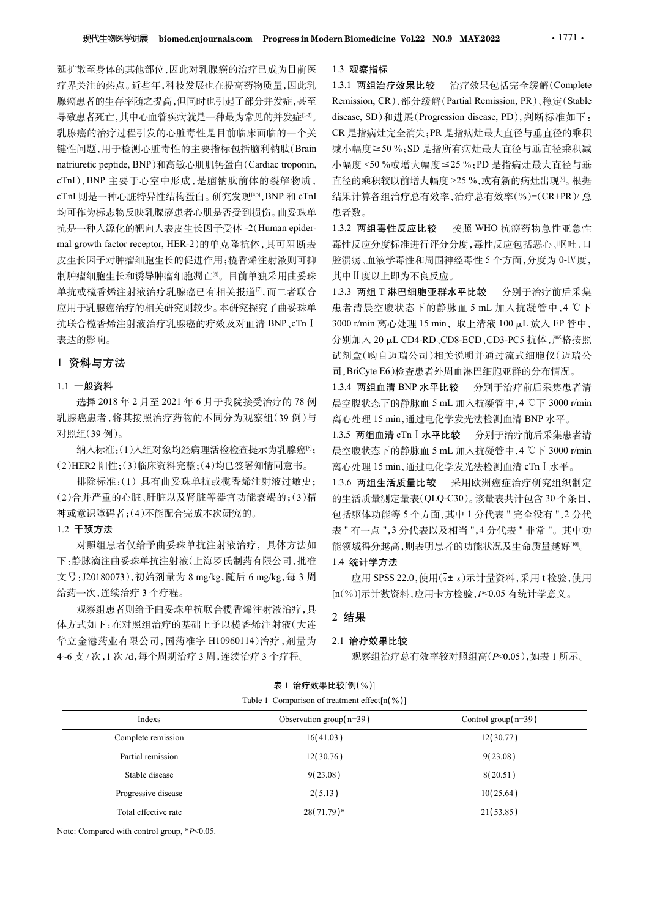延扩散至身体的其他部位，因此对乳腺癌的治疗已成为目前医疗界关注的热点。近些年，科技发展也在提高药物质量，因此乳腺癌患者的生存率随之提高，但同时也引起了部分并发症，甚至导致患者死亡，其中心血管疾病就是一种最为常见的并发症[1-3]。乳腺癌的治疗过程引发的心脏毒性是目前临床面临的一个关键性问题，用于检测心脏毒性的主要指标包括脑利钠肽(Brain natriuretic peptide, BNP)和高敏心肌肌钙蛋白(Cardiac troponin, cTnI)，BNP 主要于心室中形成，是脑钠肽前体的裂解物质，cTnI 则是一种心脏特异性结构蛋白。研究发现[4,5]，BNP 和 cTnI 均可作为标志物反映乳腺癌患者心肌是否受到损伤。曲妥珠单抗是一种人源化的靶向人表皮生长因子受体 -2(Human epidermal growth factor receptor, HER-2)的单克隆抗体，其可阻断表皮生长因子对肿瘤细胞生长的促进作用；榄香烯注射液则可抑制肿瘤细胞生长和诱导肿瘤细胞凋亡[6]。目前单独采用曲妥珠单抗或榄香烯注射液治疗乳腺癌已有相关报道[7]，而二者联合应用于乳腺癌治疗的相关研究则较少。本研究探究了曲妥珠单抗联合榄香烯注射液治疗乳腺癌的疗效及对血清 BNP、cTnⅠ表达的影响。

# 1 资料与方法

## 1.1 一般资料

选择 2018 年 2 月至 2021 年 6 月于我院接受治疗的 78 例乳腺癌患者，将其按照治疗药物的不同分为观察组(39 例)与对照组(39 例)。

纳入标准：(1)入组对象均经病理活检检查提示为乳腺癌[8]；(2)HER2 阳性；(3)临床资料完整；(4)均已签署知情同意书。

排除标准：(1) 具有曲妥珠单抗或榄香烯注射液过敏史；(2)合并严重的心脏、肝脏以及肾脏等器官功能衰竭的；(3)精神或意识障碍者；(4)不能配合完成本次研究的。

## 1.2 干预方法

对照组患者仅给予曲妥珠单抗注射液治疗，具体方法如下：静脉滴注曲妥珠单抗注射液(上海罗氏制药有限公司，批准文号：J20180073)，初始剂量为 8 mg/kg，随后 6 mg/kg，每 3 周给药一次，连续治疗 3 个疗程。

观察组患者则给予曲妥珠单抗联合榄香烯注射液治疗，具体方式如下：在对照组治疗的基础上予以榄香烯注射液(大连华立金港药业有限公司，国药准字 H10960114)治疗，剂量为 4~6 支 / 次，1 次 /d，每个周期治疗 3 周，连续治疗 3 个疗程。

## 1.3 观察指标

### 1.3.1 两组治疗效果比较

治疗效果包括完全缓解(Complete Remission, CR)、部分缓解(Partial Remission, PR)、稳定(Stable disease, SD)和进展(Progression disease, PD)，判断标准如下：CR 是指病灶完全消失；PR 是指病灶最大直径与垂直径的乘积减小幅度≥50 %；SD 是指所有病灶最大直径与垂直径乘积减小幅度 <50 %或增大幅度≤25 %；PD 是指病灶最大直径与垂直径的乘积较以前增大幅度 >25 %，或有新的病灶出现[9]。根据结果计算各组治疗总有效率，治疗总有效率(%)=(CR+PR)/ 总患者数。

### 1.3.2 两组毒性反应比较

按照 WHO 抗癌药物急性亚急性毒性反应分度标准进行评分分度，毒性反应包括恶心、呕吐、口腔溃疡、血液学毒性和周围神经毒性 5 个方面，分度为 0-Ⅳ度，其中Ⅱ度以上即为不良反应。

### 1.3.3 两组 T 淋巴细胞亚群水平比较

分别于治疗前后采集患者清晨空腹状态下的静脉血 5 mL 加入抗凝管中，4 ℃下 3000 r/min 离心处理 15 min，取上清液 100 μL 放入 EP 管中，分别加入 20 μL CD4-RD、CD8-ECD、CD3-PC5 抗体，严格按照试剂盒(购自迈瑞公司)相关说明并通过流式细胞仪(迈瑞公司，BriCyte E6)检查患者外周血淋巴细胞亚群的分布情况。

### 1.3.4 两组血清 BNP 水平比较

分别于治疗前后采集患者清晨空腹状态下的静脉血 5 mL 加入抗凝管中，4 ℃下 3000 r/min 离心处理 15 min，通过电化学发光法检测血清 BNP 水平。

### 1.3.5 两组血清 cTnⅠ水平比较

分别于治疗前后采集患者清晨空腹状态下的静脉血 5 mL 加入抗凝管中，4 ℃下 3000 r/min 离心处理 15 min，通过电化学发光法检测血清 cTnⅠ水平。

### 1.3.6 两组生活质量比较

采用欧洲癌症治疗研究组织制定的生活质量测定量表(QLQ-C30)。该量表共计包含 30 个条目，包括躯体功能等 5 个方面，其中 1 分代表 " 完全没有 "，2 分代表 " 有一点 "，3 分代表以及相当 "，4 分代表 " 非常 "。其中功能领域得分越高，则表明患者的功能状况及生命质量越好[10]。

## 1.4 统计学方法

应用 SPSS 22.0，使用($\bar{x}\pm s$)示计量资料，采用 t 检验，使用 [n(%)]示计数资料，应用卡方检验，$P$<0.05 有统计学意义。

# 2 结果

## 2.1 治疗效果比较

观察组治疗总有效率较对照组高($P$<0.05)，如表 1 所示。

表 1 治疗效果比较[例(%)]

Table 1 Comparison of treatment effect[n(%)]

| Indexs | Observation group(n=39) | Control group(n=39) |
|---|---|---|
| Complete remission | 16(41.03) | 12(30.77) |
| Partial remission | 12(30.76) | 9(23.08) |
| Stable disease | 9(23.08) | 8(20.51) |
| Progressive disease | 2(5.13) | 10(25.64) |
| Total effective rate | 28(71.79)* | 21(53.85) |

Note: Compared with control group, *$P$<0.05.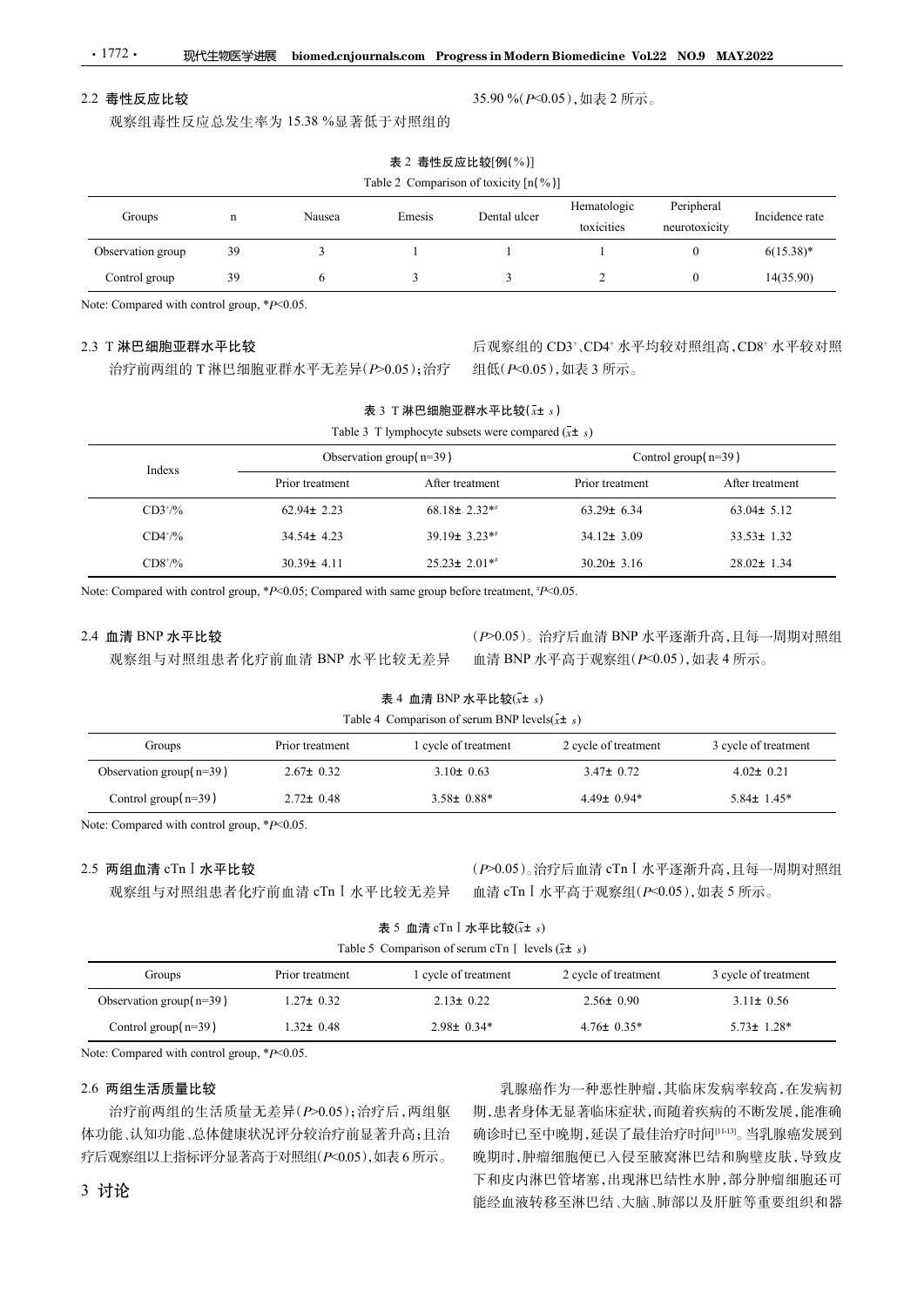### 2.2 毒性反应比较

观察组毒性反应总发生率为 15.38 %显著低于对照组的 35.90 %($P<0.05$)，如表 2 所示。

表 2 毒性反应比较[例(%)]

Table 2 Comparison of toxicity [n(%)]

| Groups | n | Nausea | Emesis | Dental ulcer | Hematologic toxicities | Peripheral neurotoxicity | Incidence rate |
|---|---|---|---|---|---|---|---|
| Observation group | 39 | 3 | 1 | 1 | 1 | 0 | 6(15.38)* |
| Control group | 39 | 6 | 3 | 3 | 2 | 0 | 14(35.90) |

Note: Compared with control group, *$P<0.05$.

### 2.3 T 淋巴细胞亚群水平比较

治疗前两组的 T 淋巴细胞亚群水平无差异($P>0.05$)；治疗后观察组的 $CD3^+$、$CD4^+$ 水平均较对照组高，$CD8^+$ 水平较对照组低($P<0.05$)，如表 3 所示。

表 3 T 淋巴细胞亚群水平比较($\bar{x}\pm s$)

Table 3 T lymphocyte subsets were compared ($\bar{x}\pm s$)

| Indexs | Observation group(n=39) | | Control group(n=39) | |
|---|---|---|---|---|
| | Prior treatment | After treatment | Prior treatment | After treatment |
| $CD3^+$/% | 62.94± 2.23 | 68.18± 2.32*# | 63.29± 6.34 | 63.04± 5.12 |
| $CD4^+$/% | 34.54± 4.23 | 39.19± 3.23*# | 34.12± 3.09 | 33.53± 1.32 |
| $CD8^+$/% | 30.39± 4.11 | 25.23± 2.01*# | 30.20± 3.16 | 28.02± 1.34 |

Note: Compared with control group, *$P<0.05$; Compared with same group before treatment, #$P<0.05$.

### 2.4 血清 BNP 水平比较

观察组与对照组患者化疗前血清 BNP 水平比较无差异($P>0.05$)。治疗后血清 BNP 水平逐渐升高，且每一周期对照组血清 BNP 水平高于观察组($P<0.05$)，如表 4 所示。

表 4 血清 BNP 水平比较($\bar{x}\pm s$)

Table 4 Comparison of serum BNP levels($\bar{x}\pm s$)

| Groups | Prior treatment | 1 cycle of treatment | 2 cycle of treatment | 3 cycle of treatment |
|---|---|---|---|---|
| Observation group(n=39) | 2.67± 0.32 | 3.10± 0.63 | 3.47± 0.72 | 4.02± 0.21 |
| Control group(n=39) | 2.72± 0.48 | 3.58± 0.88* | 4.49± 0.94* | 5.84± 1.45* |

Note: Compared with control group, *$P<0.05$.

### 2.5 两组血清 cTnⅠ水平比较

观察组与对照组患者化疗前血清 cTnⅠ水平比较无差异($P>0.05$)。治疗后血清 cTnⅠ水平逐渐升高，且每一周期对照组血清 cTnⅠ水平高于观察组($P<0.05$)，如表 5 所示。

表 5 血清 cTnⅠ水平比较($\bar{x}\pm s$)

Table 5 Comparison of serum cTnⅠ levels ($\bar{x}\pm s$)

| Groups | Prior treatment | 1 cycle of treatment | 2 cycle of treatment | 3 cycle of treatment |
|---|---|---|---|---|
| Observation group(n=39) | 1.27± 0.32 | 2.13± 0.22 | 2.56± 0.90 | 3.11± 0.56 |
| Control group(n=39) | 1.32± 0.48 | 2.98± 0.34* | 4.76± 0.35* | 5.73± 1.28* |

Note: Compared with control group, *$P<0.05$.

### 2.6 两组生活质量比较

治疗前两组的生活质量无差异($P>0.05$)；治疗后，两组躯体功能、认知功能、总体健康状况评分较治疗前显著升高；且治疗后观察组以上指标评分显著高于对照组($P<0.05$)，如表 6 所示。

## 3 讨论

乳腺癌作为一种恶性肿瘤，其临床发病率较高，在发病初期，患者身体无显著临床症状，而随着疾病的不断发展，能准确确诊时已至中晚期，延误了最佳治疗时间[11-13]。当乳腺癌发展到晚期时，肿瘤细胞便已入侵至腋窝淋巴结和胸壁皮肤，导致皮下和皮内淋巴管堵塞，出现淋巴结性水肿，部分肿瘤细胞还可能经血液转移至淋巴结、大脑、肺部以及肝脏等重要组织和器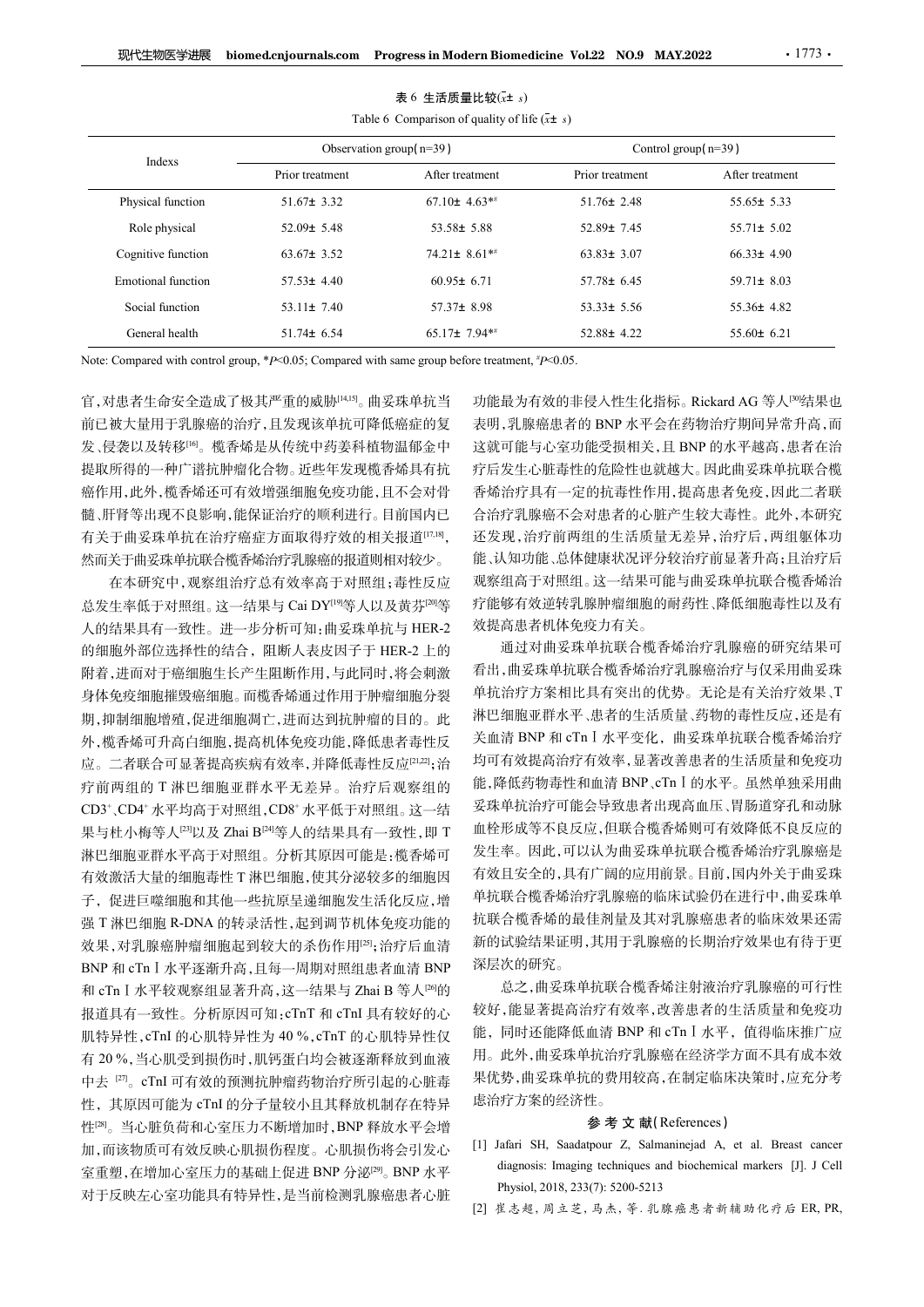表 6 生活质量比较($\bar{x}\pm s$)

Table 6 Comparison of quality of life ($\bar{x}\pm s$)

| Indexs | Observation group(n=39) | | Control group(n=39) | |
|---|---|---|---|---|
| | Prior treatment | After treatment | Prior treatment | After treatment |
| Physical function | 51.67± 3.32 | 67.10± 4.63*# | 51.76± 2.48 | 55.65± 5.33 |
| Role physical | 52.09± 5.48 | 53.58± 5.88 | 52.89± 7.45 | 55.71± 5.02 |
| Cognitive function | 63.67± 3.52 | 74.21± 8.61*# | 63.83± 3.07 | 66.33± 4.90 |
| Emotional function | 57.53± 4.40 | 60.95± 6.71 | 57.78± 6.45 | 59.71± 8.03 |
| Social function | 53.11± 7.40 | 57.37± 8.98 | 53.33± 5.56 | 55.36± 4.82 |
| General health | 51.74± 6.54 | 65.17± 7.94*# | 52.88± 4.22 | 55.60± 6.21 |

Note: Compared with control group, *$P<0.05$; Compared with same group before treatment, #$P<0.05$.

官,对患者生命安全造成了极其严重的威胁[14,15]。曲妥珠单抗当前已被大量用于乳腺癌的治疗,且发现该单抗可降低癌症的复发、侵袭以及转移[16]。榄香烯是从传统中药姜科植物温郁金中提取所得的一种广谱抗肿瘤化合物。近些年发现榄香烯具有抗癌作用,此外,榄香烯还可有效增强细胞免疫功能,且不会对骨髓、肝肾等出现不良影响,能保证治疗的顺利进行。目前国内已有关于曲妥珠单抗在治疗癌症方面取得疗效的相关报道[17,18],然而关于曲妥珠单抗联合榄香烯治疗乳腺癌的报道则相对较少。

在本研究中,观察组治疗总有效率高于对照组;毒性反应总发生率低于对照组。这一结果与 Cai DY[19]等人以及黄芬[20]等人的结果具有一致性。进一步分析可知:曲妥珠单抗与 HER-2 的细胞外部位选择性的结合,阻断人表皮因子于 HER-2 上的附着,进而对于癌细胞生长产生阻断作用,与此同时,将会刺激身体免疫细胞摧毁癌细胞。而榄香烯通过作用于肿瘤细胞分裂期,抑制细胞增殖,促进细胞凋亡,进而达到抗肿瘤的目的。此外,榄香烯可升高白细胞,提高机体免疫功能,降低患者毒性反应。二者联合可显著提高疾病有效率,并降低毒性反应[21,22];治疗前两组的 T 淋巴细胞亚群水平无差异。治疗后观察组的 $CD3^+$、$CD4^+$ 水平均高于对照组,$CD8^+$ 水平低于对照组。这一结果与杜小梅等人[23]以及 Zhai B[24]等人的结果具有一致性,即 T 淋巴细胞亚群水平高于对照组。分析其原因可能是:榄香烯可有效激活大量的细胞毒性 T 淋巴细胞,使其分泌较多的细胞因子,促进巨噬细胞和其他一些抗原呈递细胞发生活化反应,增强 T 淋巴细胞 R-DNA 的转录活性,起到调节机体免疫功能的效果,对乳腺癌肿瘤细胞起到较大的杀伤作用[25];治疗后血清 BNP 和 cTnⅠ水平逐渐升高,且每一周期对照组患者血清 BNP 和 cTnⅠ水平较观察组显著升高,这一结果与 Zhai B 等人[26]的报道具有一致性。分析原因可知:cTnT 和 cTnI 具有较好的心肌特异性,cTnI 的心肌特异性为 40 %,cTnT 的心肌特异性仅有 20 %,当心肌受到损伤时,肌钙蛋白均会被逐渐释放到血液中去[27]。cTnI 可有效的预测抗肿瘤药物治疗所引起的心脏毒性,其原因可能为 cTnI 的分子量较小且其释放机制存在特异性[28]。当心脏负荷和心室压力不断增加时,BNP 释放水平会增加,而该物质可有效反映心肌损伤程度。心肌损伤将会引发心室重塑,在增加心室压力的基础上促进 BNP 分泌[29]。BNP 水平对于反映左心室功能具有特异性,是当前检测乳腺癌患者心脏功能最为有效的非侵入性生化指标。Rickard AG 等人[30]结果也表明,乳腺癌患者的 BNP 水平会在药物治疗期间异常升高,而这就可能与心室功能受损相关,且 BNP 的水平越高,患者在治疗后发生心脏毒性的危险性也就越大。因此曲妥珠单抗联合榄香烯治疗具有一定的抗毒性作用,提高患者免疫,因此二者联合治疗乳腺癌不会对患者的心脏产生较大毒性。此外,本研究还发现,治疗前两组的生活质量无差异,治疗后,两组躯体功能、认知功能、总体健康状况评分较治疗前显著升高;且治疗后观察组高于对照组。这一结果可能与曲妥珠单抗联合榄香烯治疗能够有效逆转乳腺肿瘤细胞的耐药性、降低细胞毒性以及有效提高患者机体免疫力有关。

通过对曲妥珠单抗联合榄香烯治疗乳腺癌的研究结果可看出,曲妥珠单抗联合榄香烯治疗乳腺癌治疗与仅采用曲妥珠单抗治疗方案相比具有突出的优势。无论是有关治疗效果、T 淋巴细胞亚群水平、患者的生活质量、药物的毒性反应,还是有关血清 BNP 和 cTnⅠ水平变化,曲妥珠单抗联合榄香烯治疗均可有效提高治疗有效率,显著改善患者的生活质量和免疫功能,降低药物毒性和血清 BNP、cTnⅠ的水平。虽然单独采用曲妥珠单抗治疗可能会导致患者出现高血压、胃肠道穿孔和动脉血栓形成等不良反应,但联合榄香烯则可有效降低不良反应的发生率。因此,可以认为曲妥珠单抗联合榄香烯治疗乳腺癌是有效且安全的,具有广阔的应用前景。目前,国内外关于曲妥珠单抗联合榄香烯治疗乳腺癌的临床试验仍在进行中,曲妥珠单抗联合榄香烯的最佳剂量及其对乳腺癌患者的临床效果还需新的试验结果证明,其用于乳腺癌的长期治疗效果也有待于更深层次的研究。

总之,曲妥珠单抗联合榄香烯注射液治疗乳腺癌的可行性较好,能显著提高治疗有效率,改善患者的生活质量和免疫功能,同时还能降低血清 BNP 和 cTnⅠ水平,值得临床推广应用。此外,曲妥珠单抗治疗乳腺癌在经济学方面不具有成本效果优势,曲妥珠单抗的费用较高,在制定临床决策时,应充分考虑治疗方案的经济性。

## 参 考 文 献(References)

[1] Jafari SH, Saadatpour Z, Salmaninejad A, et al. Breast cancer diagnosis: Imaging techniques and biochemical markers [J]. J Cell Physiol, 2018, 233(7): 5200-5213

[2] 崔志超, 周立芝, 马杰, 等. 乳腺癌患者新辅助化疗后 ER, PR,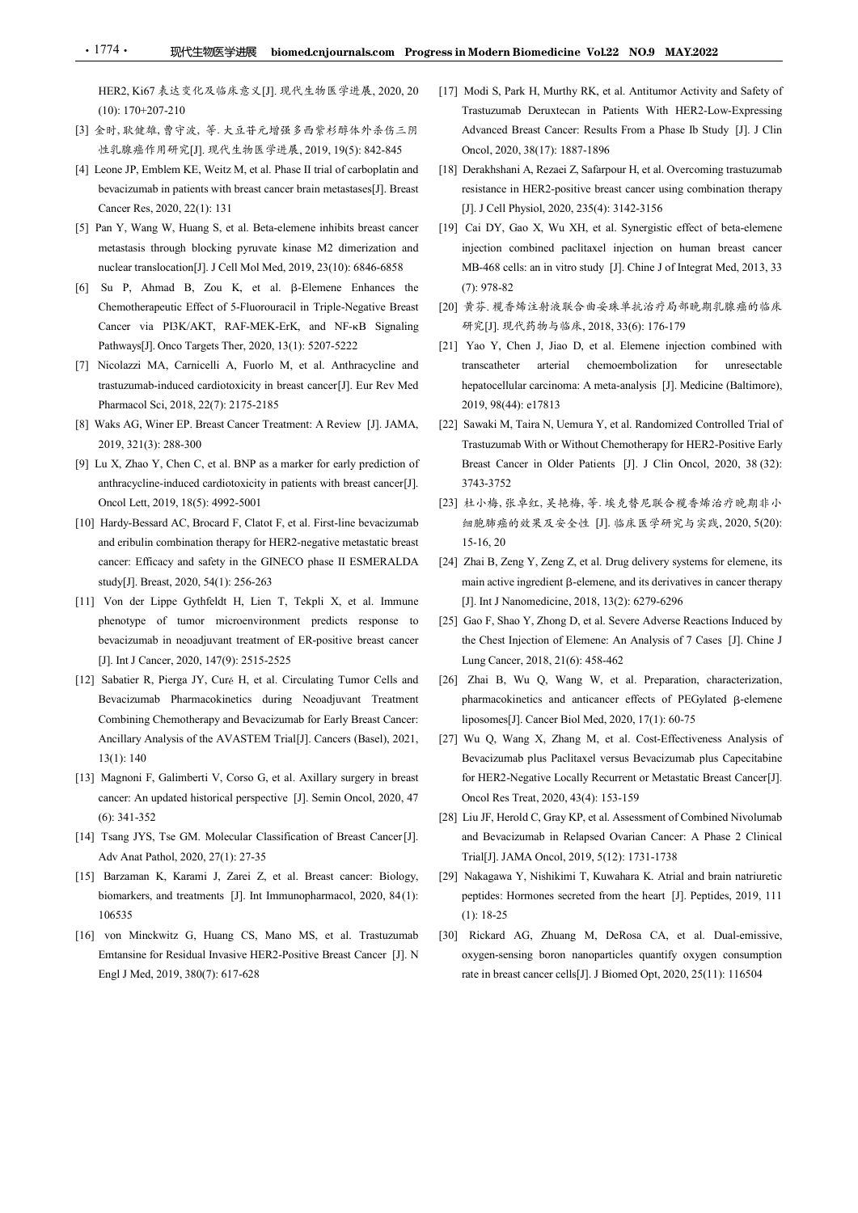HER2, Ki67 表达变化及临床意义[J]. 现代生物医学进展, 2020, 20 (10): 170+207-210

[3] 金时, 耿健雄, 曹守波, 等. 大豆苷元增强多西紫杉醇体外杀伤三阴性乳腺癌作用研究[J]. 现代生物医学进展, 2019, 19(5): 842-845

[4] Leone JP, Emblem KE, Weitz M, et al. Phase II trial of carboplatin and bevacizumab in patients with breast cancer brain metastases[J]. Breast Cancer Res, 2020, 22(1): 131

[5] Pan Y, Wang W, Huang S, et al. Beta-elemene inhibits breast cancer metastasis through blocking pyruvate kinase M2 dimerization and nuclear translocation[J]. J Cell Mol Med, 2019, 23(10): 6846-6858

[6] Su P, Ahmad B, Zou K, et al. β-Elemene Enhances the Chemotherapeutic Effect of 5-Fluorouracil in Triple-Negative Breast Cancer via PI3K/AKT, RAF-MEK-ErK, and NF-κB Signaling Pathways[J]. Onco Targets Ther, 2020, 13(1): 5207-5222

[7] Nicolazzi MA, Carnicelli A, Fuorlo M, et al. Anthracycline and trastuzumab-induced cardiotoxicity in breast cancer[J]. Eur Rev Med Pharmacol Sci, 2018, 22(7): 2175-2185

[8] Waks AG, Winer EP. Breast Cancer Treatment: A Review [J]. JAMA, 2019, 321(3): 288-300

[9] Lu X, Zhao Y, Chen C, et al. BNP as a marker for early prediction of anthracycline-induced cardiotoxicity in patients with breast cancer[J]. Oncol Lett, 2019, 18(5): 4992-5001

[10] Hardy-Bessard AC, Brocard F, Clatot F, et al. First-line bevacizumab and eribulin combination therapy for HER2-negative metastatic breast cancer: Efficacy and safety in the GINECO phase II ESMERALDA study[J]. Breast, 2020, 54(1): 256-263

[11] Von der Lippe Gythfeldt H, Lien T, Tekpli X, et al. Immune phenotype of tumor microenvironment predicts response to bevacizumab in neoadjuvant treatment of ER-positive breast cancer [J]. Int J Cancer, 2020, 147(9): 2515-2525

[12] Sabatier R, Pierga JY, Curé H, et al. Circulating Tumor Cells and Bevacizumab Pharmacokinetics during Neoadjuvant Treatment Combining Chemotherapy and Bevacizumab for Early Breast Cancer: Ancillary Analysis of the AVASTEM Trial[J]. Cancers (Basel), 2021, 13(1): 140

[13] Magnoni F, Galimberti V, Corso G, et al. Axillary surgery in breast cancer: An updated historical perspective [J]. Semin Oncol, 2020, 47 (6): 341-352

[14] Tsang JYS, Tse GM. Molecular Classification of Breast Cancer[J]. Adv Anat Pathol, 2020, 27(1): 27-35

[15] Barzaman K, Karami J, Zarei Z, et al. Breast cancer: Biology, biomarkers, and treatments [J]. Int Immunopharmacol, 2020, 84(1): 106535

[16] von Minckwitz G, Huang CS, Mano MS, et al. Trastuzumab Emtansine for Residual Invasive HER2-Positive Breast Cancer [J]. N Engl J Med, 2019, 380(7): 617-628

[17] Modi S, Park H, Murthy RK, et al. Antitumor Activity and Safety of Trastuzumab Deruxtecan in Patients With HER2-Low-Expressing Advanced Breast Cancer: Results From a Phase Ib Study [J]. J Clin Oncol, 2020, 38(17): 1887-1896

[18] Derakhshani A, Rezaei Z, Safarpour H, et al. Overcoming trastuzumab resistance in HER2-positive breast cancer using combination therapy [J]. J Cell Physiol, 2020, 235(4): 3142-3156

[19] Cai DY, Gao X, Wu XH, et al. Synergistic effect of beta-elemene injection combined paclitaxel injection on human breast cancer MB-468 cells: an in vitro study [J]. Chine J of Integrat Med, 2013, 33 (7): 978-82

[20] 黄芬. 榄香烯注射液联合曲妥珠单抗治疗局部晚期乳腺癌的临床研究[J]. 现代药物与临床, 2018, 33(6): 176-179

[21] Yao Y, Chen J, Jiao D, et al. Elemene injection combined with transcatheter arterial chemoembolization for unresectable hepatocellular carcinoma: A meta-analysis [J]. Medicine (Baltimore), 2019, 98(44): e17813

[22] Sawaki M, Taira N, Uemura Y, et al. Randomized Controlled Trial of Trastuzumab With or Without Chemotherapy for HER2-Positive Early Breast Cancer in Older Patients [J]. J Clin Oncol, 2020, 38 (32): 3743-3752

[23] 杜小梅, 张卓红, 吴艳梅, 等. 埃克替尼联合榄香烯治疗晚期非小细胞肺癌的效果及安全性 [J]. 临床医学研究与实践, 2020, 5(20): 15-16, 20

[24] Zhai B, Zeng Y, Zeng Z, et al. Drug delivery systems for elemene, its main active ingredient β-elemene, and its derivatives in cancer therapy [J]. Int J Nanomedicine, 2018, 13(2): 6279-6296

[25] Gao F, Shao Y, Zhong D, et al. Severe Adverse Reactions Induced by the Chest Injection of Elemene: An Analysis of 7 Cases [J]. Chine J Lung Cancer, 2018, 21(6): 458-462

[26] Zhai B, Wu Q, Wang W, et al. Preparation, characterization, pharmacokinetics and anticancer effects of PEGylated β-elemene liposomes[J]. Cancer Biol Med, 2020, 17(1): 60-75

[27] Wu Q, Wang X, Zhang M, et al. Cost-Effectiveness Analysis of Bevacizumab plus Paclitaxel versus Bevacizumab plus Capecitabine for HER2-Negative Locally Recurrent or Metastatic Breast Cancer[J]. Oncol Res Treat, 2020, 43(4): 153-159

[28] Liu JF, Herold C, Gray KP, et al. Assessment of Combined Nivolumab and Bevacizumab in Relapsed Ovarian Cancer: A Phase 2 Clinical Trial[J]. JAMA Oncol, 2019, 5(12): 1731-1738

[29] Nakagawa Y, Nishikimi T, Kuwahara K. Atrial and brain natriuretic peptides: Hormones secreted from the heart [J]. Peptides, 2019, 111 (1): 18-25

[30] Rickard AG, Zhuang M, DeRosa CA, et al. Dual-emissive, oxygen-sensing boron nanoparticles quantify oxygen consumption rate in breast cancer cells[J]. J Biomed Opt, 2020, 25(11): 116504